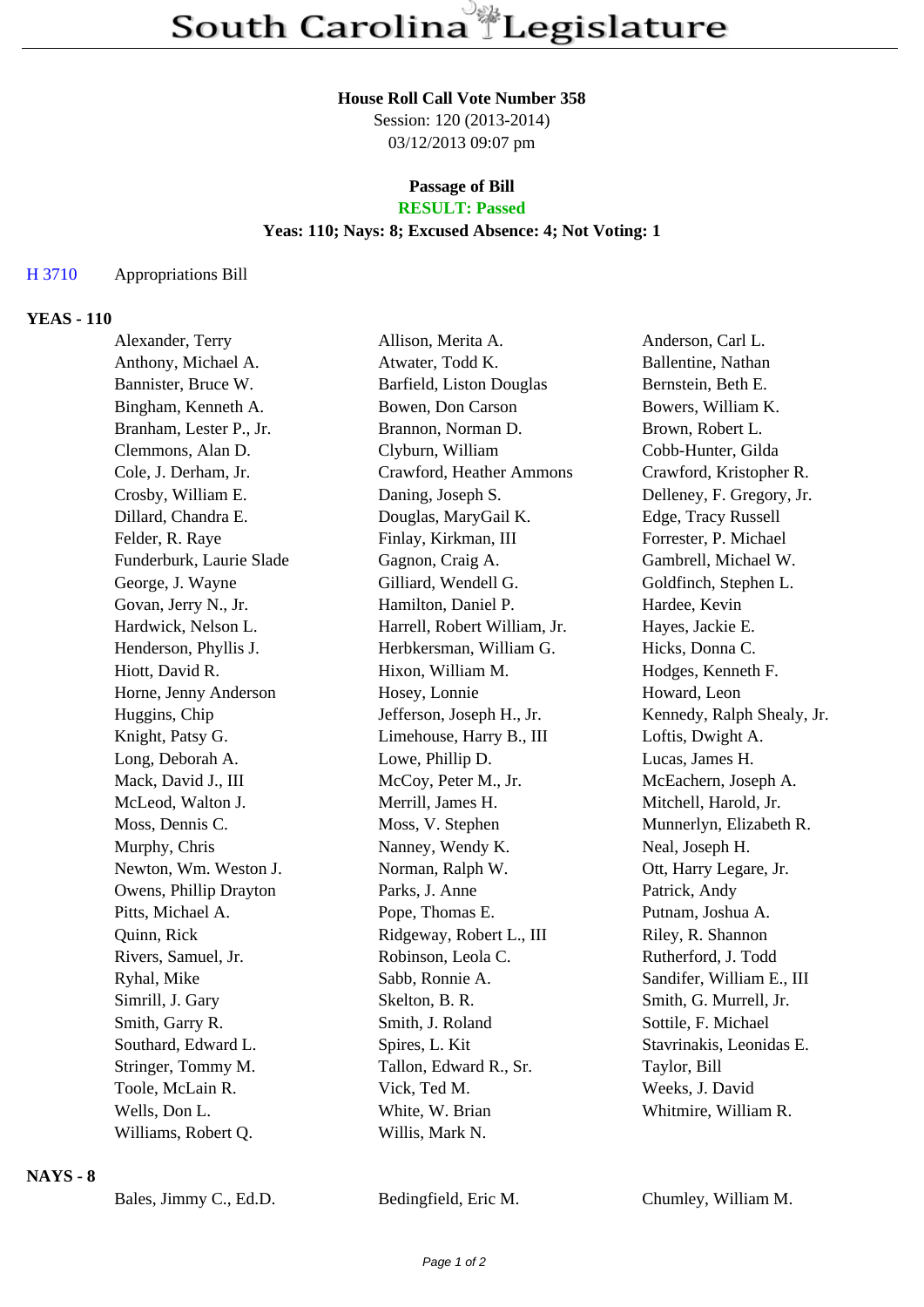# South Carolina Legislature

**House Roll Call Vote Number 358**
Session: 120 (2013-2014)
03/12/2013 09:07 pm

**Passage of Bill**
**RESULT: Passed**
**Yeas: 110; Nays: 8; Excused Absence: 4; Not Voting: 1**

H 3710 Appropriations Bill

## YEAS - 110

| | | |
|---|---|---|
| Alexander, Terry | Allison, Merita A. | Anderson, Carl L. |
| Anthony, Michael A. | Atwater, Todd K. | Ballentine, Nathan |
| Bannister, Bruce W. | Barfield, Liston Douglas | Bernstein, Beth E. |
| Bingham, Kenneth A. | Bowen, Don Carson | Bowers, William K. |
| Branham, Lester P., Jr. | Brannon, Norman D. | Brown, Robert L. |
| Clemmons, Alan D. | Clyburn, William | Cobb-Hunter, Gilda |
| Cole, J. Derham, Jr. | Crawford, Heather Ammons | Crawford, Kristopher R. |
| Crosby, William E. | Daning, Joseph S. | Delleney, F. Gregory, Jr. |
| Dillard, Chandra E. | Douglas, MaryGail K. | Edge, Tracy Russell |
| Felder, R. Raye | Finlay, Kirkman, III | Forrester, P. Michael |
| Funderburk, Laurie Slade | Gagnon, Craig A. | Gambrell, Michael W. |
| George, J. Wayne | Gilliard, Wendell G. | Goldfinch, Stephen L. |
| Govan, Jerry N., Jr. | Hamilton, Daniel P. | Hardee, Kevin |
| Hardwick, Nelson L. | Harrell, Robert William, Jr. | Hayes, Jackie E. |
| Henderson, Phyllis J. | Herbkersman, William G. | Hicks, Donna C. |
| Hiott, David R. | Hixon, William M. | Hodges, Kenneth F. |
| Horne, Jenny Anderson | Hosey, Lonnie | Howard, Leon |
| Huggins, Chip | Jefferson, Joseph H., Jr. | Kennedy, Ralph Shealy, Jr. |
| Knight, Patsy G. | Limehouse, Harry B., III | Loftis, Dwight A. |
| Long, Deborah A. | Lowe, Phillip D. | Lucas, James H. |
| Mack, David J., III | McCoy, Peter M., Jr. | McEachern, Joseph A. |
| McLeod, Walton J. | Merrill, James H. | Mitchell, Harold, Jr. |
| Moss, Dennis C. | Moss, V. Stephen | Munnerlyn, Elizabeth R. |
| Murphy, Chris | Nanney, Wendy K. | Neal, Joseph H. |
| Newton, Wm. Weston J. | Norman, Ralph W. | Ott, Harry Legare, Jr. |
| Owens, Phillip Drayton | Parks, J. Anne | Patrick, Andy |
| Pitts, Michael A. | Pope, Thomas E. | Putnam, Joshua A. |
| Quinn, Rick | Ridgeway, Robert L., III | Riley, R. Shannon |
| Rivers, Samuel, Jr. | Robinson, Leola C. | Rutherford, J. Todd |
| Ryhal, Mike | Sabb, Ronnie A. | Sandifer, William E., III |
| Simrill, J. Gary | Skelton, B. R. | Smith, G. Murrell, Jr. |
| Smith, Garry R. | Smith, J. Roland | Sottile, F. Michael |
| Southard, Edward L. | Spires, L. Kit | Stavrinakis, Leonidas E. |
| Stringer, Tommy M. | Tallon, Edward R., Sr. | Taylor, Bill |
| Toole, McLain R. | Vick, Ted M. | Weeks, J. David |
| Wells, Don L. | White, W. Brian | Whitmire, William R. |
| Williams, Robert Q. | Willis, Mark N. | |

## NAYS - 8

| | | |
|---|---|---|
| Bales, Jimmy C., Ed.D. | Bedingfield, Eric M. | Chumley, William M. |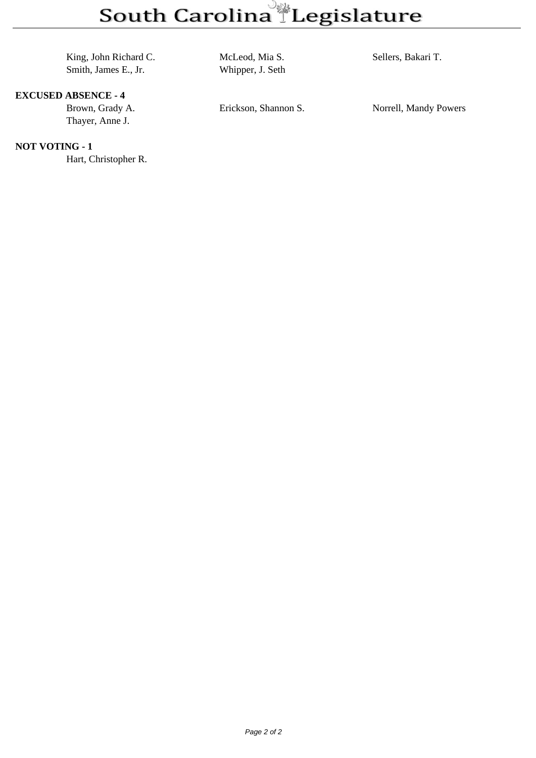King, John Richard C.  
McLeod, Mia S.  
Sellers, Bakari T.  
Smith, James E., Jr.  
Whipper, J. Seth

**EXCUSED ABSENCE - 4**

Brown, Grady A.  
Erickson, Shannon S.  
Norrell, Mandy Powers  
Thayer, Anne J.

**NOT VOTING - 1**

Hart, Christopher R.